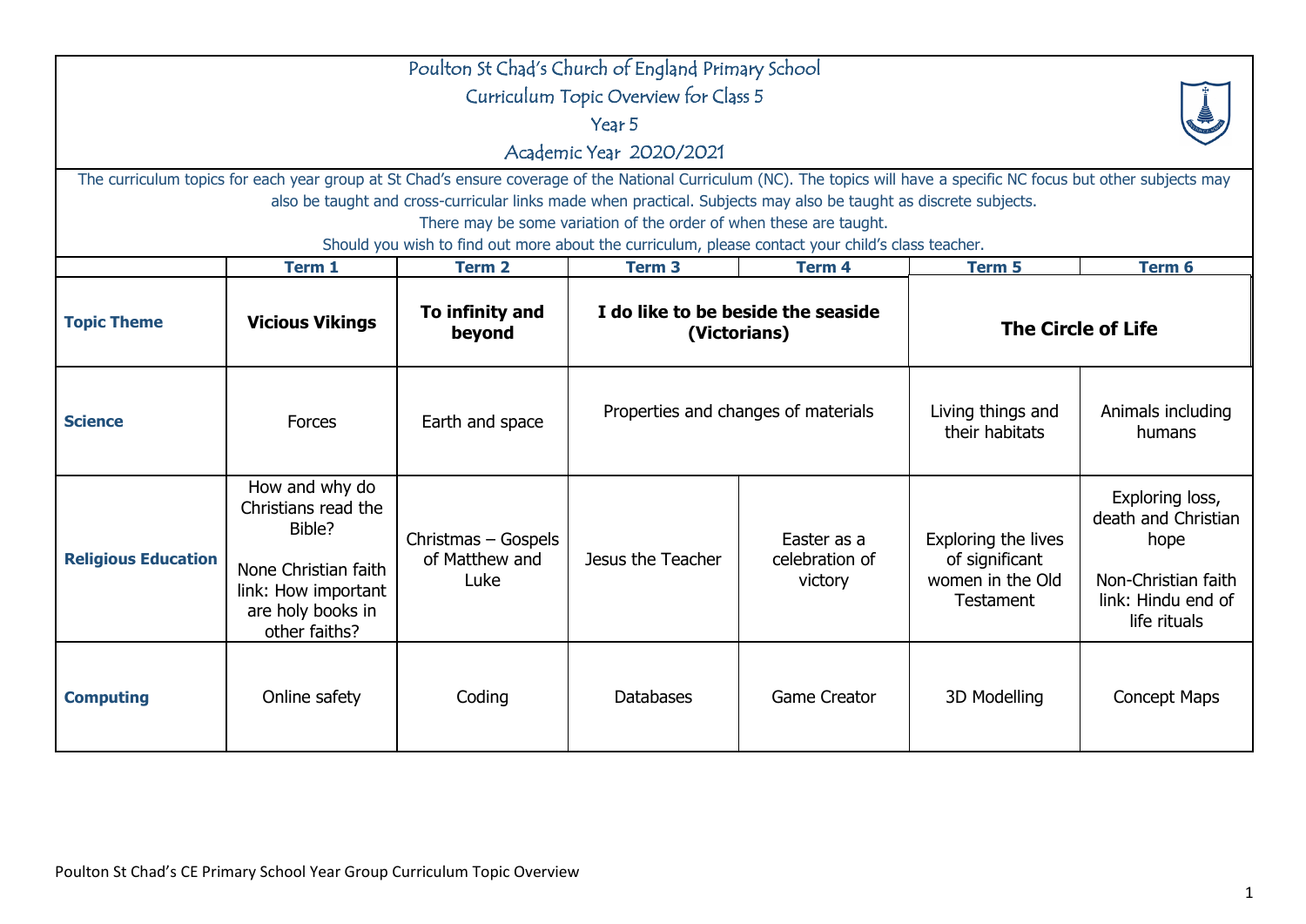# Poulton St Chad's Church of England Primary School

## Curriculum Topic Overview for Class 5

## Year 5

## Academic Year 2020/2021

The curriculum topics for each year group at St Chad's ensure coverage of the National Curriculum (NC). The topics will have a specific NC focus but other subjects may also be taught and cross-curricular links made when practical. Subjects may also be taught as discrete subjects.

There may be some variation of the order of when these are taught.

Should you wish to find out more about the curriculum, please contact your child's class teacher.

| | Term 1 | Term 2 | Term 3 | Term 4 | Term 5 | Term 6 |
|---|---|---|---|---|---|---|
| **Topic Theme** | **Vicious Vikings** | **To infinity and beyond** | **I do like to be beside the seaside (Victorians)** | | **The Circle of Life** | |
| **Science** | Forces | Earth and space | Properties and changes of materials | | Living things and their habitats | Animals including humans |
| **Religious Education** | How and why do Christians read the Bible?<br><br>None Christian faith link: How important are holy books in other faiths? | Christmas – Gospels of Matthew and Luke | Jesus the Teacher | Easter as a celebration of victory | Exploring the lives of significant women in the Old Testament | Exploring loss, death and Christian hope<br><br>Non-Christian faith link: Hindu end of life rituals |
| **Computing** | Online safety | Coding | Databases | Game Creator | 3D Modelling | Concept Maps |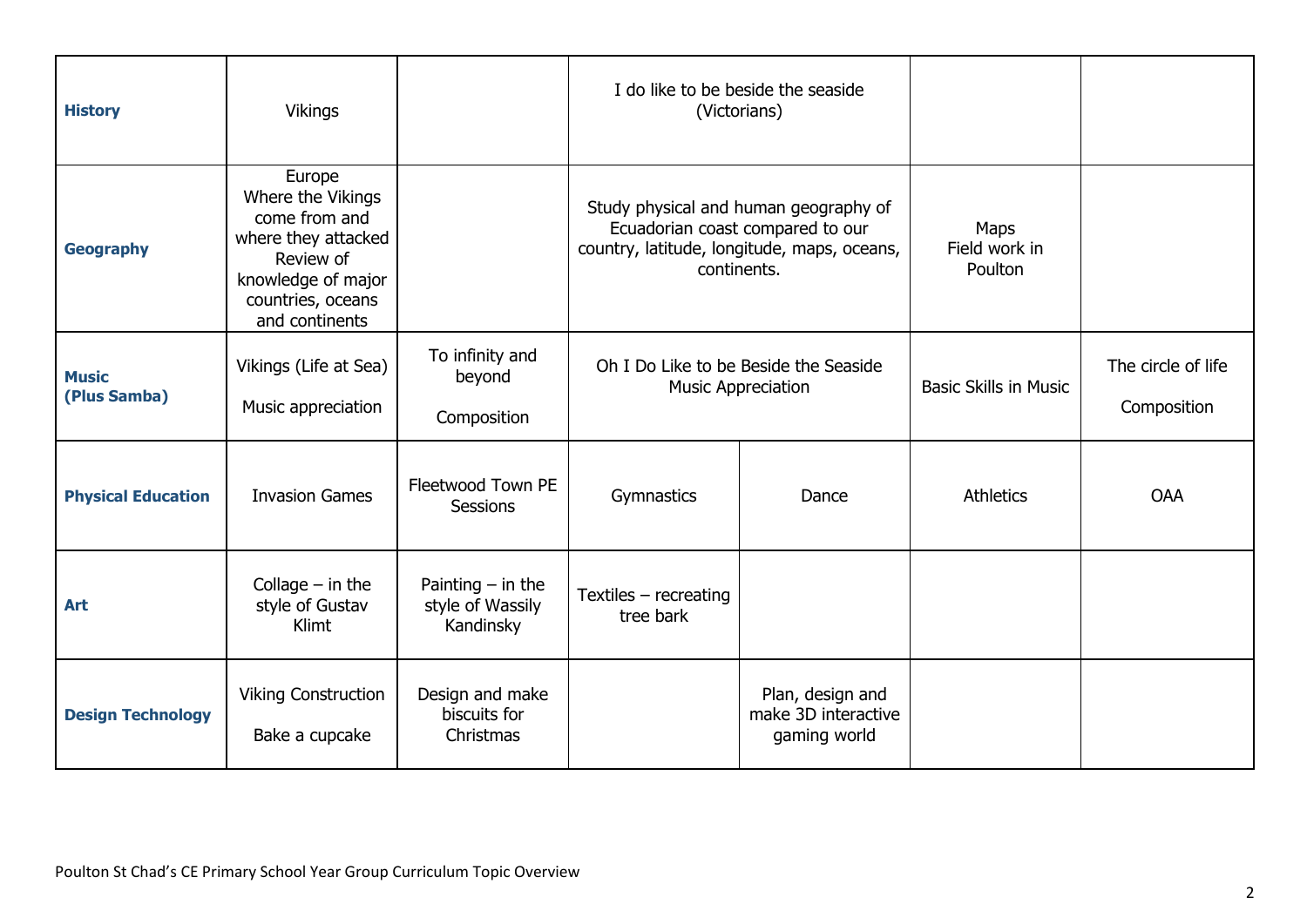| History | Vikings | | I do like to be beside the seaside (Victorians) | | | |
|---|---|---|---|---|---|---|
| **Geography** | Europe<br>Where the Vikings come from and where they attacked<br>Review of knowledge of major countries, oceans and continents | | Study physical and human geography of Ecuadorian coast compared to our country, latitude, longitude, maps, oceans, continents. | | Maps<br>Field work in Poulton | |
| **Music (Plus Samba)** | Vikings (Life at Sea)<br><br>Music appreciation | To infinity and beyond<br><br>Composition | Oh I Do Like to be Beside the Seaside<br>Music Appreciation | | Basic Skills in Music | The circle of life<br><br>Composition |
| **Physical Education** | Invasion Games | Fleetwood Town PE Sessions | Gymnastics | Dance | Athletics | OAA |
| **Art** | Collage – in the style of Gustav Klimt | Painting – in the style of Wassily Kandinsky | Textiles – recreating tree bark | | | |
| **Design Technology** | Viking Construction<br><br>Bake a cupcake | Design and make biscuits for Christmas | | Plan, design and make 3D interactive gaming world | | |

Poulton St Chad's CE Primary School Year Group Curriculum Topic Overview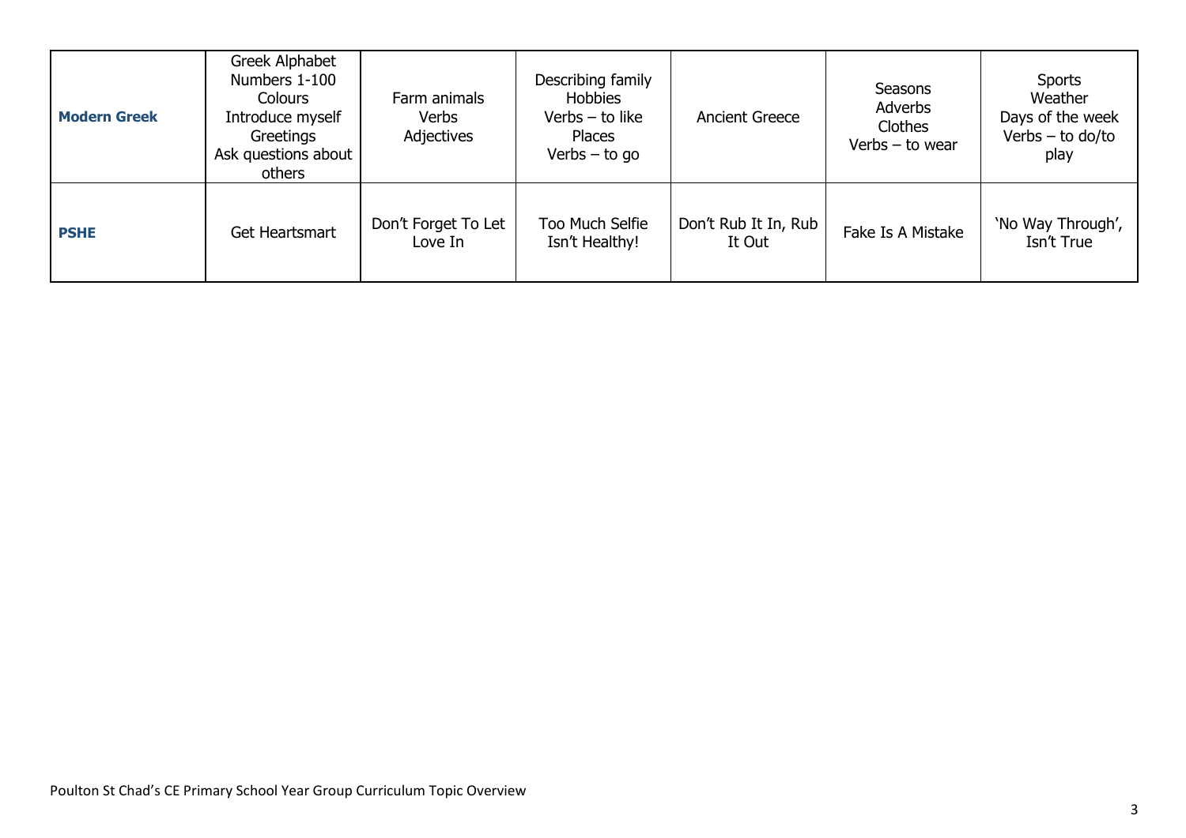| | | | | | | |
|---|---|---|---|---|---|---|
| **Modern Greek** | Greek Alphabet<br>Numbers 1-100<br>Colours<br>Introduce myself<br>Greetings<br>Ask questions about others | Farm animals<br>Verbs<br>Adjectives | Describing family<br>Hobbies<br>Verbs – to like<br>Places<br>Verbs – to go | Ancient Greece | Seasons<br>Adverbs<br>Clothes<br>Verbs – to wear | Sports<br>Weather<br>Days of the week<br>Verbs – to do/to play |
| **PSHE** | Get Heartsmart | Don't Forget To Let Love In | Too Much Selfie Isn't Healthy! | Don't Rub It In, Rub It Out | Fake Is A Mistake | 'No Way Through', Isn't True |

Poulton St Chad's CE Primary School Year Group Curriculum Topic Overview